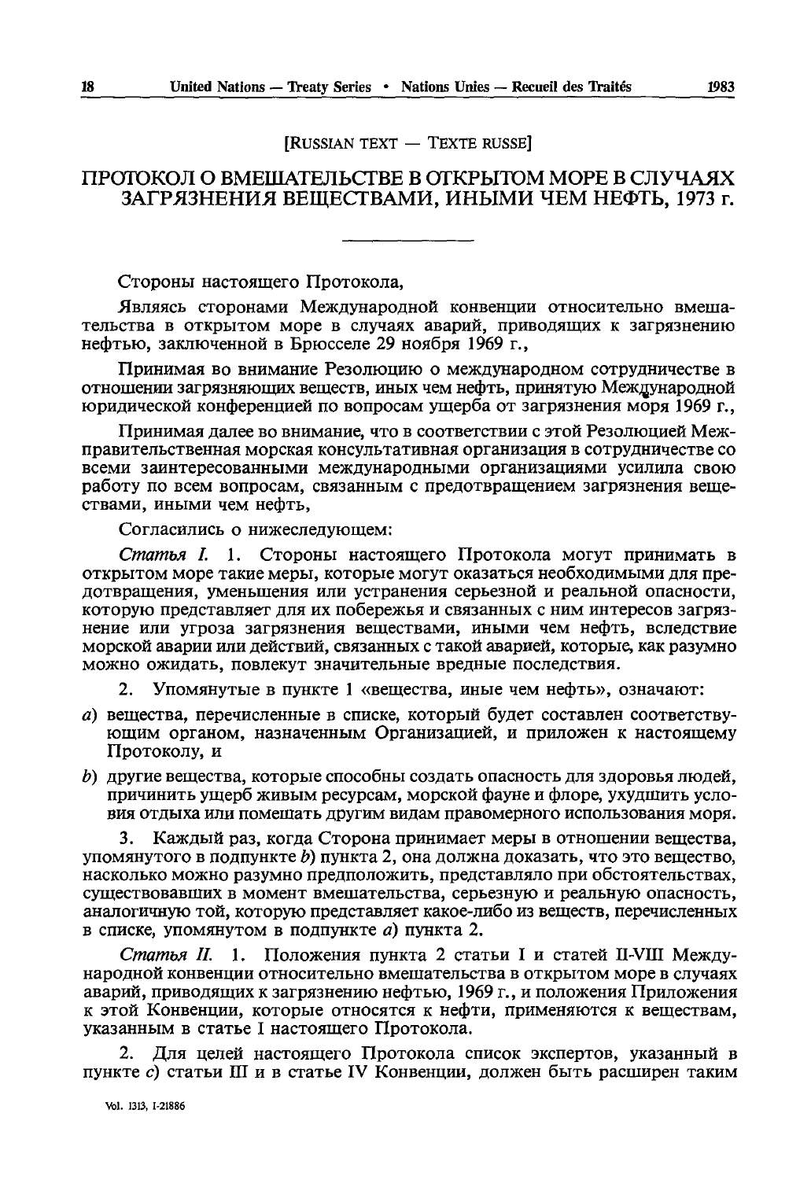[RUSSIAN TEXT — TEXTE RUSSE]

# ПРОТОКОЛ О ВМЕШАТЕЛЬСТВЕ В ОТКРЫТОМ МОРЕ В СЛУЧАЯХ ЗАГРЯЗНЕНИЯ ВЕЩЕСТВАМИ, ИНЫМИ ЧЕМ НЕФТЬ, 1973 г.

Стороны настоящего Протокола,

Являясь сторонами Международной конвенции относительно вмешательства в открытом море в случаях аварий, приводящих к загрязнению нефтью, заключенной в Брюсселе 29 ноября 1969 г.,

Принимая во внимание Резолюцию о международном сотрудничестве в отношении загрязняющих веществ, иных чем нефть, принятую Международной юридической конференцией по вопросам ущерба от загрязнения моря 1969 г.,

Принимая далее во внимание, что в соответствии с этой Резолюцией Межправительственная морская консультативная организация в сотрудничестве со всеми заинтересованными международными организациями усилила свою работу по всем вопросам, связанным с предотвращением загрязнения веществами, иными чем нефть,

Согласились о нижеследующем:

*Статья I.* 1. Стороны настоящего Протокола могут принимать в открытом море такие меры, которые могут оказаться необходимыми для предотвращения, уменьшения или устранения серьезной и реальной опасности, которую представляет для их побережья и связанных с ним интересов загрязнение или угроза загрязнения веществами, иными чем нефть, вследствие морской аварии или действий, связанных с такой аварией, которые, как разумно можно ожидать, повлекут значительные вредные последствия.

2. Упомянутые в пункте 1 «вещества, иные чем нефть», означают:

*a*) вещества, перечисленные в списке, который будет составлен соответствующим органом, назначенным Организацией, и приложен к настоящему Протоколу, и

*b*) другие вещества, которые способны создать опасность для здоровья людей, причинить ущерб живым ресурсам, морской фауне и флоре, ухудшить условия отдыха или помешать другим видам правомерного использования моря.

3. Каждый раз, когда Сторона принимает меры в отношении вещества, упомянутого в подпункте *b*) пункта 2, она должна доказать, что это вещество, насколько можно разумно предположить, представляло при обстоятельствах, существовавших в момент вмешательства, серьезную и реальную опасность, аналогичную той, которую представляет какое-либо из веществ, перечисленных в списке, упомянутом в подпункте *a*) пункта 2.

*Статья II.* 1. Положения пункта 2 статьи I и статей II-VIII Международной конвенции относительно вмешательства в открытом море в случаях аварий, приводящих к загрязнению нефтью, 1969 г., и положения Приложения к этой Конвенции, которые относятся к нефти, применяются к веществам, указанным в статье I настоящего Протокола.

2. Для целей настоящего Протокола список экспертов, указанный в пункте *c*) статьи III и в статье IV Конвенции, должен быть расширен таким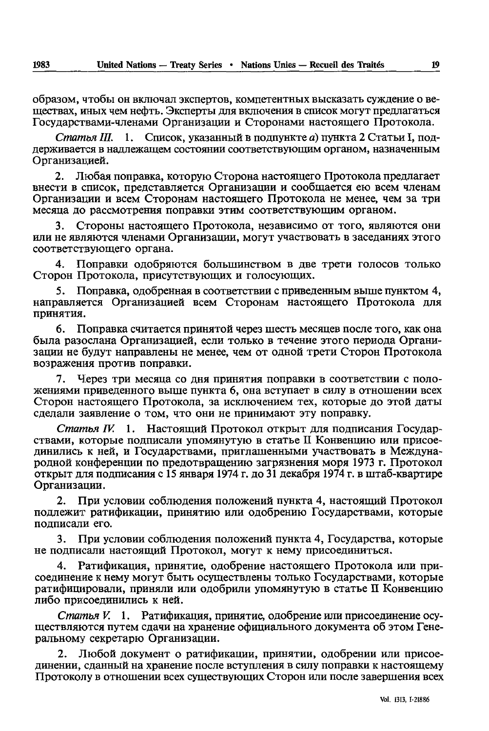образом, чтобы он включал экспертов, компетентных высказать суждение о веществах, иных чем нефть. Эксперты для включения в список могут предлагаться Государствами-членами Организации и Сторонами настоящего Протокола.

*Статья III.* 1. Список, указанный в подпункте *a*) пункта 2 Статьи I, поддерживается в надлежащем состоянии соответствующим органом, назначенным Организацией.

2. Любая поправка, которую Сторона настоящего Протокола предлагает внести в список, представляется Организации и сообщается ею всем членам Организации и всем Сторонам настоящего Протокола не менее, чем за три месяца до рассмотрения поправки этим соответствующим органом.

3. Стороны настоящего Протокола, независимо от того, являются они или не являются членами Организации, могут участвовать в заседаниях этого соответствующего органа.

4. Поправки одобряются большинством в две трети голосов только Сторон Протокола, присутствующих и голосующих.

5. Поправка, одобренная в соответствии с приведенным выше пунктом 4, направляется Организацией всем Сторонам настоящего Протокола для принятия.

6. Поправка считается принятой через шесть месяцев после того, как она была разослана Организацией, если только в течение этого периода Организации не будут направлены не менее, чем от одной трети Сторон Протокола возражения против поправки.

7. Через три месяца со дня принятия поправки в соответствии с положениями приведенного выше пункта 6, она вступает в силу в отношении всех Сторон настоящего Протокола, за исключением тех, которые до этой даты сделали заявление о том, что они не принимают эту поправку.

*Статья IV.* 1. Настоящий Протокол открыт для подписания Государствами, которые подписали упомянутую в статье II Конвенцию или присоединились к ней, и Государствами, приглашенными участвовать в Международной конференции по предотвращению загрязнения моря 1973 г. Протокол открыт для подписания с 15 января 1974 г. до 31 декабря 1974 г. в штаб-квартире Организации.

2. При условии соблюдения положений пункта 4, настоящий Протокол подлежит ратификации, принятию или одобрению Государствами, которые подписали его.

3. При условии соблюдения положений пункта 4, Государства, которые не подписали настоящий Протокол, могут к нему присоединиться.

4. Ратификация, принятие, одобрение настоящего Протокола или присоединение к нему могут быть осуществлены только Государствами, которые ратифицировали, приняли или одобрили упомянутую в статье II Конвенцию либо присоединились к ней.

*Статья V.* 1. Ратификация, принятие, одобрение или присоединение осуществляются путем сдачи на хранение официального документа об этом Генеральному секретарю Организации.

2. Любой документ о ратификации, принятии, одобрении или присоединении, сданный на хранение после вступления в силу поправки к настоящему Протоколу в отношении всех существующих Сторон или после завершения всех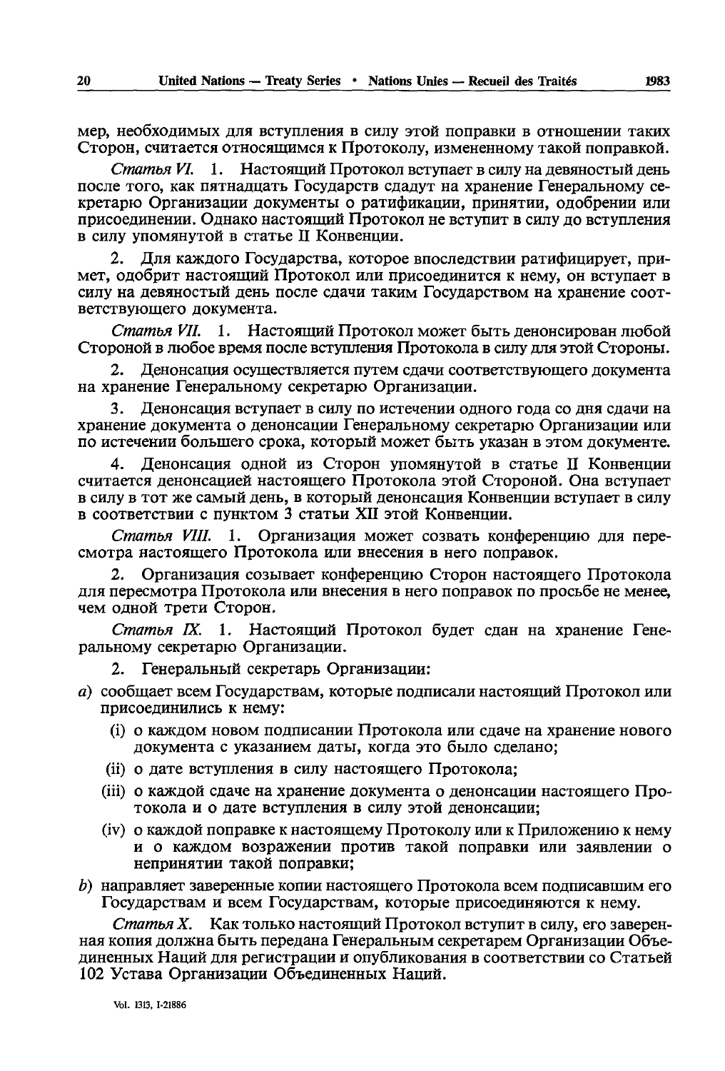мер, необходимых для вступления в силу этой поправки в отношении таких Сторон, считается относящимся к Протоколу, измененному такой поправкой.

*Статья VI.* 1. Настоящий Протокол вступает в силу на девяностый день после того, как пятнадцать Государств сдадут на хранение Генеральному секретарю Организации документы о ратификации, принятии, одобрении или присоединении. Однако настоящий Протокол не вступит в силу до вступления в силу упомянутой в статье II Конвенции.

2. Для каждого Государства, которое впоследствии ратифицирует, примет, одобрит настоящий Протокол или присоединится к нему, он вступает в силу на девяностый день после сдачи таким Государством на хранение соответствующего документа.

*Статья VII.* 1. Настоящий Протокол может быть денонсирован любой Стороной в любое время после вступления Протокола в силу для этой Стороны.

2. Денонсация осуществляется путем сдачи соответствующего документа на хранение Генеральному секретарю Организации.

3. Денонсация вступает в силу по истечении одного года со дня сдачи на хранение документа о денонсации Генеральному секретарю Организации или по истечении большего срока, который может быть указан в этом документе.

4. Денонсация одной из Сторон упомянутой в статье II Конвенции считается денонсацией настоящего Протокола этой Стороной. Она вступает в силу в тот же самый день, в который денонсация Конвенции вступает в силу в соответствии с пунктом 3 статьи XII этой Конвенции.

*Статья VIII.* 1. Организация может созвать конференцию для пересмотра настоящего Протокола или внесения в него поправок.

2. Организация созывает конференцию Сторон настоящего Протокола для пересмотра Протокола или внесения в него поправок по просьбе не менее, чем одной трети Сторон.

*Статья IX.* 1. Настоящий Протокол будет сдан на хранение Генеральному секретарю Организации.

2. Генеральный секретарь Организации:

*a*) сообщает всем Государствам, которые подписали настоящий Протокол или присоединились к нему:
   - (i) о каждом новом подписании Протокола или сдаче на хранение нового документа с указанием даты, когда это было сделано;
   - (ii) о дате вступления в силу настоящего Протокола;
   - (iii) о каждой сдаче на хранение документа о денонсации настоящего Протокола и о дате вступления в силу этой денонсации;
   - (iv) о каждой поправке к настоящему Протоколу или к Приложению к нему и о каждом возражении против такой поправки или заявлении о непринятии такой поправки;

*b*) направляет заверенные копии настоящего Протокола всем подписавшим его Государствам и всем Государствам, которые присоединяются к нему.

*Статья X.* Как только настоящий Протокол вступит в силу, его заверенная копия должна быть передана Генеральным секретарем Организации Объединенных Наций для регистрации и опубликования в соответствии со Статьей 102 Устава Организации Объединенных Наций.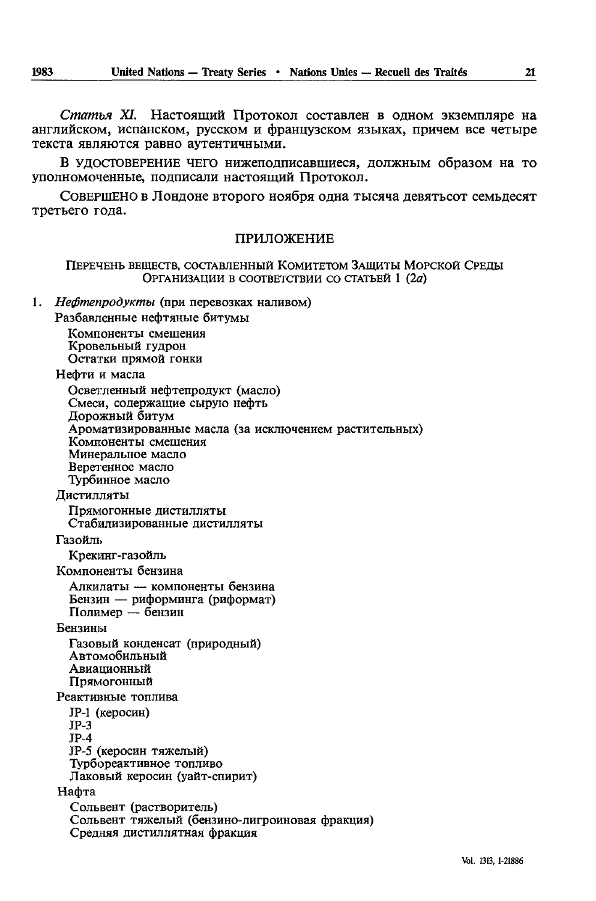*Статья XI.* Настоящий Протокол составлен в одном экземпляре на английском, испанском, русском и французском языках, причем все четыре текста являются равно аутентичными.

В УДОСТОВЕРЕНИЕ ЧЕГО нижеподписавшиеся, должным образом на то уполномоченные, подписали настоящий Протокол.

СОВЕРШЕНО в Лондоне второго ноября одна тысяча девятьсот семьдесят третьего года.

## ПРИЛОЖЕНИЕ

### ПЕРЕЧЕНЬ ВЕЩЕСТВ, СОСТАВЛЕННЫЙ КОМИТЕТОМ ЗАЩИТЫ МОРСКОЙ СРЕДЫ ОРГАНИЗАЦИИ В СООТВЕТСТВИИ СО СТАТЬЕЙ 1 (*2а*)

1. *Нефтепродукты* (при перевозках наливом)

   Разбавленные нефтяные битумы
   - Компоненты смешения
   - Кровельный гудрон
   - Остатки прямой гонки

   Нефти и масла
   - Осветленный нефтепродукт (масло)
   - Смеси, содержащие сырую нефть
   - Дорожный битум
   - Ароматизированные масла (за исключением растительных)
   - Компоненты смешения
   - Минеральное масло
   - Веретенное масло
   - Турбинное масло

   Дистилляты
   - Прямогонные дистилляты
   - Стабилизированные дистилляты

   Газойль
   - Крекинг-газойль

   Компоненты бензина
   - Алкилаты — компоненты бензина
   - Бензин — риформинга (риформат)
   - Полимер — бензин

   Бензины
   - Газовый конденсат (природный)
   - Автомобильный
   - Авиационный
   - Прямогонный

   Реактивные топлива
   - JP-1 (керосин)
   - JP-3
   - JP-4
   - JP-5 (керосин тяжелый)
   - Турбореактивное топливо
   - Лаковый керосин (уайт-спирит)

   Нафта
   - Сольвент (растворитель)
   - Сольвент тяжелый (бензино-лигроиновая фракция)
   - Средняя дистиллятная фракция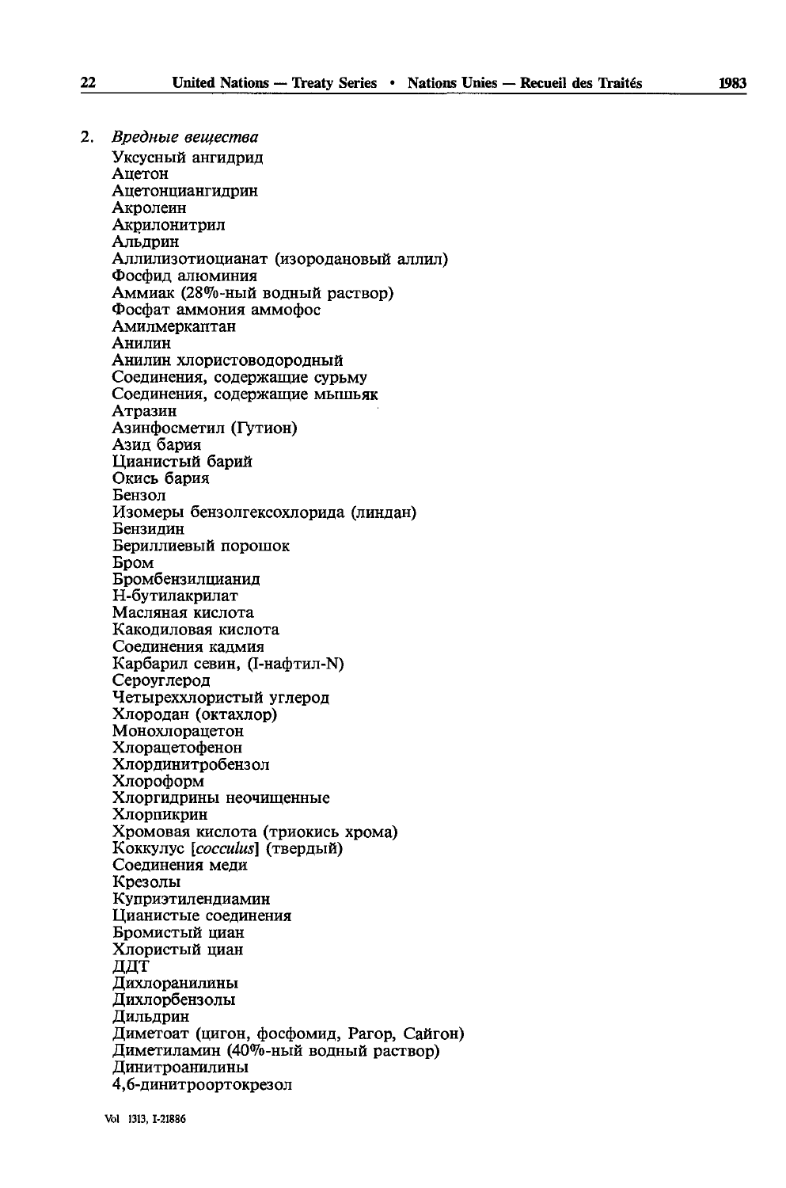2. *Вредные вещества*

Уксусный ангидрид
Ацетон
Ацетонциангидрин
Акролеин
Акрилонитрил
Альдрин
Аллилизотиоцианат (изородановый аллил)
Фосфид алюминия
Аммиак (28%-ный водный раствор)
Фосфат аммония аммофос
Амилмеркаптан
Анилин
Анилин хлористоводородный
Соединения, содержащие сурьму
Соединения, содержащие мышьяк
Атразин
Азинфосметил (Гутион)
Азид бария
Цианистый барий
Окись бария
Бензол
Изомеры бензолгексохлорида (линдан)
Бензидин
Бериллиевый порошок
Бром
Бромбензилцианид
Н-бутилакрилат
Масляная кислота
Какодиловая кислота
Соединения кадмия
Карбарил севин, (I-нафтил-N)
Сероуглерод
Четыреххлористый углерод
Хлородан (октахлор)
Монохлорацетон
Хлорацетофенон
Хлординитробензол
Хлороформ
Хлоргидрины неочищенные
Хлорпикрин
Хромовая кислота (триокись хрома)
Коккулус [*cocculus*] (твердый)
Соединения меди
Крезолы
Куприэтилендиамин
Цианистые соединения
Бромистый циан
Хлористый циан
ДДТ
Дихлоранилины
Дихлорбензолы
Дильдрин
Диметоат (цигон, фосфомид, Рагор, Сайгон)
Диметиламин (40%-ный водный раствор)
Динитроанилины
4,6-динитроортокрезол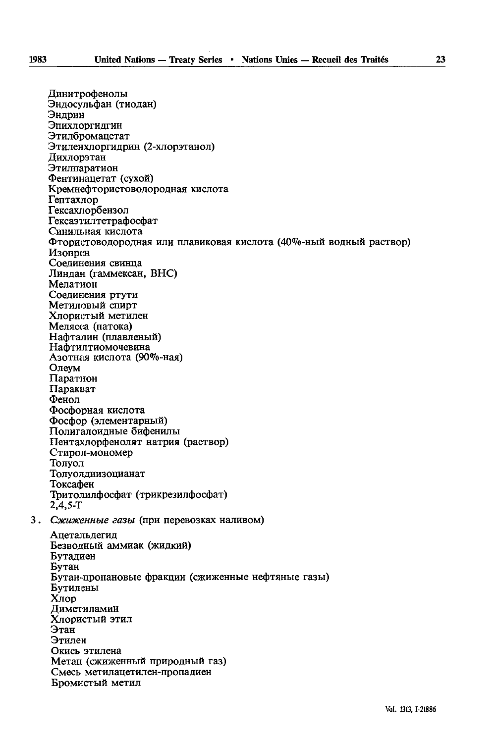Динитрофенолы
Эндосульфан (тиодан)
Эндрин
Эпихлоргидгин
Этилбромацетат
Этиленхлоргидрин (2-хлорэтанол)
Дихлорэтан
Этилпаратион
Фентинацетат (сухой)
Кремнефтористоводородная кислота
Гептахлор
Гексахлорбензол
Гексаэтилтетрафосфат
Синильная кислота
Фтористоводородная или плавиковая кислота (40%-ный водный раствор)
Изопрен
Соединения свинца
Линдан (гаммексан, ВНС)
Мелатион
Соединения ртути
Метиловый спирт
Хлористый метилен
Мелясса (патока)
Нафталин (плавленый)
Нафтилтиомочевина
Азотная кислота (90%-ная)
Олеум
Паратион
Паракват
Фенол
Фосфорная кислота
Фосфор (элементарный)
Полигалоидные бифенилы
Пентахлорфенолят натрия (раствор)
Стирол-мономер
Толуол
Толуолдиизоцианат
Токсафен
Тритолилфосфат (трикрезилфосфат)
2,4,5-Т

3. *Сжиженные газы* (при перевозках наливом)

Ацетальдегид
Безводный аммиак (жидкий)
Бутадиен
Бутан
Бутан-пропановые фракции (сжиженные нефтяные газы)
Бутилены
Хлор
Диметиламин
Хлористый этил
Этан
Этилен
Окись этилена
Метан (сжиженный природный газ)
Смесь метилацетилен-пропадиен
Бромистый метил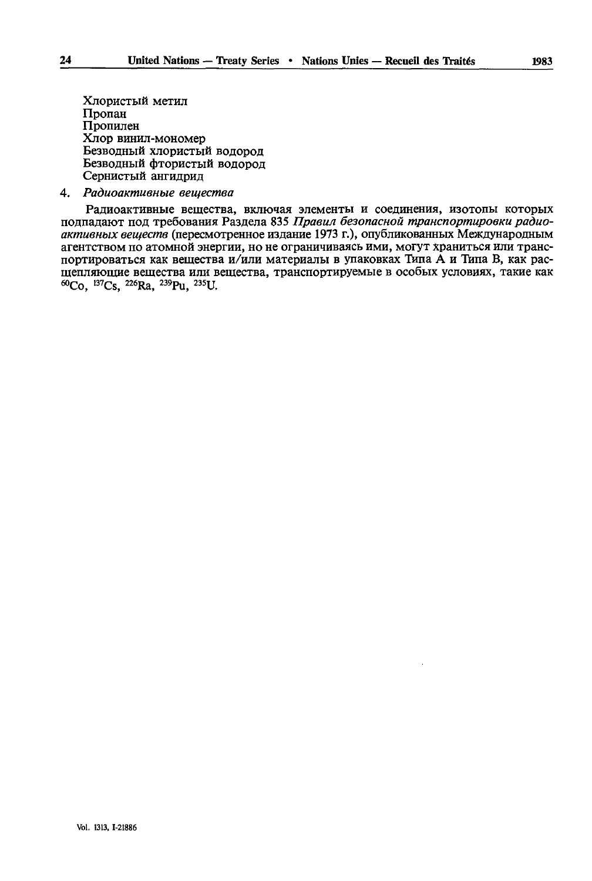Хлористый метил
Пропан
Пропилен
Хлор винил-мономер
Безводный хлористый водород
Безводный фтористый водород
Сернистый ангидрид

4. *Радиоактивные вещества*

Радиоактивные вещества, включая элементы и соединения, изотопы которых подпадают под требования Раздела 835 *Правил безопасной транспортировки радиоактивных веществ* (пересмотренное издание 1973 г.), опубликованных Международным агентством по атомной энергии, но не ограничиваясь ими, могут храниться или транспортироваться как вещества и/или материалы в упаковках Типа А и Типа В, как расщепляющие вещества или вещества, транспортируемые в особых условиях, такие как $^{60}Co$, $^{137}Cs$, $^{226}Ra$, $^{239}Pu$, $^{235}U$.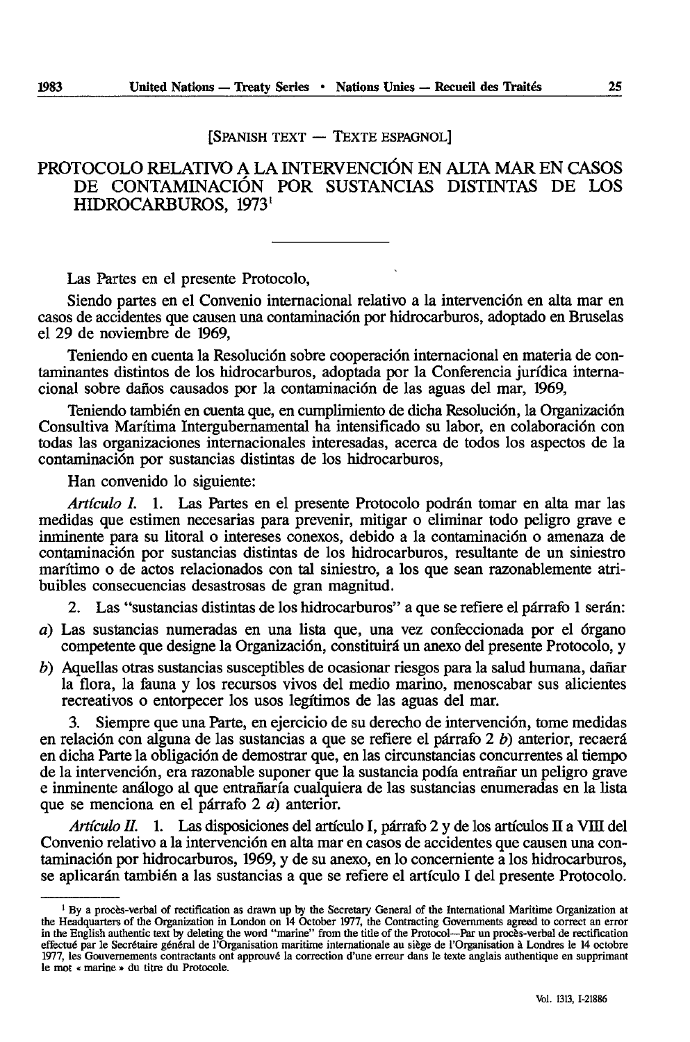[SPANISH TEXT — TEXTE ESPAGNOL]

# PROTOCOLO RELATIVO A LA INTERVENCIÓN EN ALTA MAR EN CASOS DE CONTAMINACIÓN POR SUSTANCIAS DISTINTAS DE LOS HIDROCARBUROS, 1973[1]

Las Partes en el presente Protocolo,

Siendo partes en el Convenio internacional relativo a la intervención en alta mar en casos de accidentes que causen una contaminación por hidrocarburos, adoptado en Bruselas el 29 de noviembre de 1969,

Teniendo en cuenta la Resolución sobre cooperación internacional en materia de contaminantes distintos de los hidrocarburos, adoptada por la Conferencia jurídica internacional sobre daños causados por la contaminación de las aguas del mar, 1969,

Teniendo también en cuenta que, en cumplimiento de dicha Resolución, la Organización Consultiva Marítima Intergubernamental ha intensificado su labor, en colaboración con todas las organizaciones internacionales interesadas, acerca de todos los aspectos de la contaminación por sustancias distintas de los hidrocarburos,

Han convenido lo siguiente:

*Artículo I.* 1. Las Partes en el presente Protocolo podrán tomar en alta mar las medidas que estimen necesarias para prevenir, mitigar o eliminar todo peligro grave e inminente para su litoral o intereses conexos, debido a la contaminación o amenaza de contaminación por sustancias distintas de los hidrocarburos, resultante de un siniestro marítimo o de actos relacionados con tal siniestro, a los que sean razonablemente atribuibles consecuencias desastrosas de gran magnitud.

2. Las "sustancias distintas de los hidrocarburos" a que se refiere el párrafo 1 serán:

*a*) Las sustancias numeradas en una lista que, una vez confeccionada por el órgano competente que designe la Organización, constituirá un anexo del presente Protocolo, y

*b*) Aquellas otras sustancias susceptibles de ocasionar riesgos para la salud humana, dañar la flora, la fauna y los recursos vivos del medio marino, menoscabar sus alicientes recreativos o entorpecer los usos legítimos de las aguas del mar.

3. Siempre que una Parte, en ejercicio de su derecho de intervención, tome medidas en relación con alguna de las sustancias a que se refiere el párrafo 2 *b*) anterior, recaerá en dicha Parte la obligación de demostrar que, en las circunstancias concurrentes al tiempo de la intervención, era razonable suponer que la sustancia podía entrañar un peligro grave e inminente análogo al que entrañaría cualquiera de las sustancias enumeradas en la lista que se menciona en el párrafo 2 *a*) anterior.

*Artículo II.* 1. Las disposiciones del artículo I, párrafo 2 y de los artículos II a VIII del Convenio relativo a la intervención en alta mar en casos de accidentes que causen una contaminación por hidrocarburos, 1969, y de su anexo, en lo concerniente a los hidrocarburos, se aplicarán también a las sustancias a que se refiere el artículo I del presente Protocolo.

---

[1] By a procès-verbal of rectification as drawn up by the Secretary General of the International Maritime Organization at the Headquarters of the Organization in London on 14 October 1977, the Contracting Governments agreed to correct an error in the English authentic text by deleting the word "marine" from the title of the Protocol—Par un procès-verbal de rectification effectué par le Secrétaire général de l'Organisation maritime internationale au siège de l'Organisation à Londres le 14 octobre 1977, les Gouvernements contractants ont approuvé la correction d'une erreur dans le texte anglais authentique en supprimant le mot « marine » du titre du Protocole.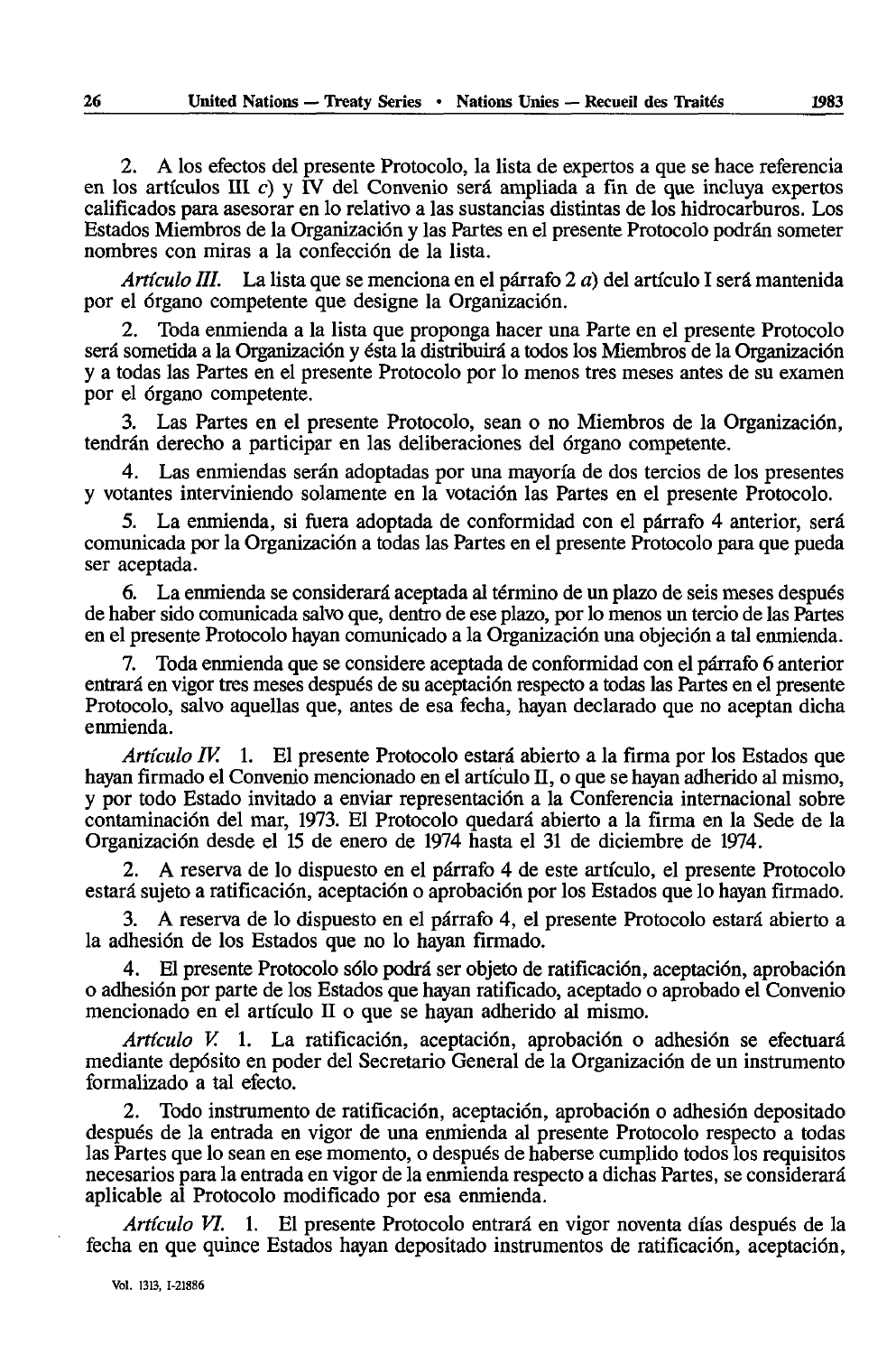2. A los efectos del presente Protocolo, la lista de expertos a que se hace referencia en los artículos III *c*) y IV del Convenio será ampliada a fin de que incluya expertos calificados para asesorar en lo relativo a las sustancias distintas de los hidrocarburos. Los Estados Miembros de la Organización y las Partes en el presente Protocolo podrán someter nombres con miras a la confección de la lista.

*Artículo III.* La lista que se menciona en el párrafo 2 *a*) del artículo I será mantenida por el órgano competente que designe la Organización.

2. Toda enmienda a la lista que proponga hacer una Parte en el presente Protocolo será sometida a la Organización y ésta la distribuirá a todos los Miembros de la Organización y a todas las Partes en el presente Protocolo por lo menos tres meses antes de su examen por el órgano competente.

3. Las Partes en el presente Protocolo, sean o no Miembros de la Organización, tendrán derecho a participar en las deliberaciones del órgano competente.

4. Las enmiendas serán adoptadas por una mayoría de dos tercios de los presentes y votantes interviniendo solamente en la votación las Partes en el presente Protocolo.

5. La enmienda, si fuera adoptada de conformidad con el párrafo 4 anterior, será comunicada por la Organización a todas las Partes en el presente Protocolo para que pueda ser aceptada.

6. La enmienda se considerará aceptada al término de un plazo de seis meses después de haber sido comunicada salvo que, dentro de ese plazo, por lo menos un tercio de las Partes en el presente Protocolo hayan comunicado a la Organización una objeción a tal enmienda.

7. Toda enmienda que se considere aceptada de conformidad con el párrafo 6 anterior entrará en vigor tres meses después de su aceptación respecto a todas las Partes en el presente Protocolo, salvo aquellas que, antes de esa fecha, hayan declarado que no aceptan dicha enmienda.

*Artículo IV.* 1. El presente Protocolo estará abierto a la firma por los Estados que hayan firmado el Convenio mencionado en el artículo II, o que se hayan adherido al mismo, y por todo Estado invitado a enviar representación a la Conferencia internacional sobre contaminación del mar, 1973. El Protocolo quedará abierto a la firma en la Sede de la Organización desde el 15 de enero de 1974 hasta el 31 de diciembre de 1974.

2. A reserva de lo dispuesto en el párrafo 4 de este artículo, el presente Protocolo estará sujeto a ratificación, aceptación o aprobación por los Estados que lo hayan firmado.

3. A reserva de lo dispuesto en el párrafo 4, el presente Protocolo estará abierto a la adhesión de los Estados que no lo hayan firmado.

4. El presente Protocolo sólo podrá ser objeto de ratificación, aceptación, aprobación o adhesión por parte de los Estados que hayan ratificado, aceptado o aprobado el Convenio mencionado en el artículo II o que se hayan adherido al mismo.

*Artículo V.* 1. La ratificación, aceptación, aprobación o adhesión se efectuará mediante depósito en poder del Secretario General de la Organización de un instrumento formalizado a tal efecto.

2. Todo instrumento de ratificación, aceptación, aprobación o adhesión depositado después de la entrada en vigor de una enmienda al presente Protocolo respecto a todas las Partes que lo sean en ese momento, o después de haberse cumplido todos los requisitos necesarios para la entrada en vigor de la enmienda respecto a dichas Partes, se considerará aplicable al Protocolo modificado por esa enmienda.

*Artículo VI.* 1. El presente Protocolo entrará en vigor noventa días después de la fecha en que quince Estados hayan depositado instrumentos de ratificación, aceptación,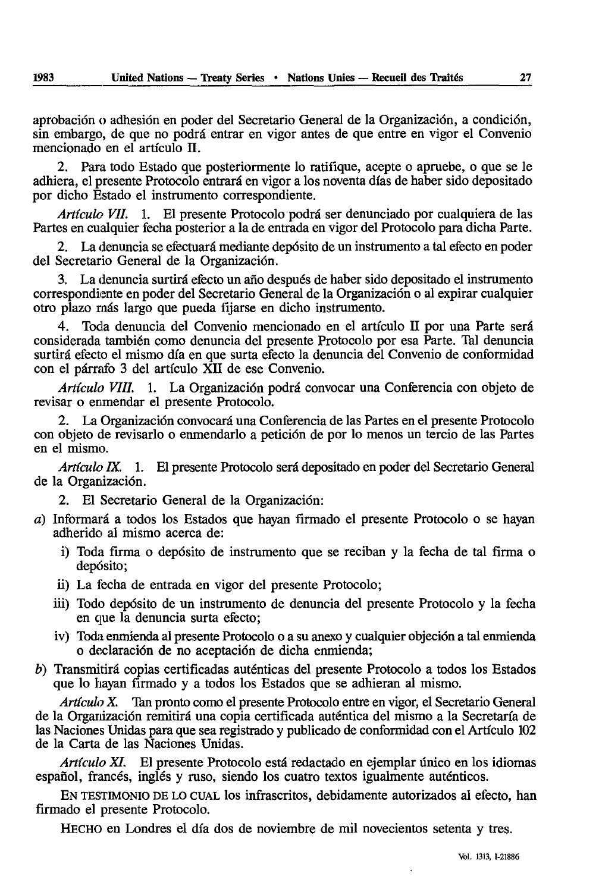aprobación o adhesión en poder del Secretario General de la Organización, a condición, sin embargo, de que no podrá entrar en vigor antes de que entre en vigor el Convenio mencionado en el artículo II.

2. Para todo Estado que posteriormente lo ratifique, acepte o apruebe, o que se le adhiera, el presente Protocolo entrará en vigor a los noventa días de haber sido depositado por dicho Estado el instrumento correspondiente.

*Artículo VII.* 1. El presente Protocolo podrá ser denunciado por cualquiera de las Partes en cualquier fecha posterior a la de entrada en vigor del Protocolo para dicha Parte.

2. La denuncia se efectuará mediante depósito de un instrumento a tal efecto en poder del Secretario General de la Organización.

3. La denuncia surtirá efecto un año después de haber sido depositado el instrumento correspondiente en poder del Secretario General de la Organización o al expirar cualquier otro plazo más largo que pueda fijarse en dicho instrumento.

4. Toda denuncia del Convenio mencionado en el artículo II por una Parte será considerada también como denuncia del presente Protocolo por esa Parte. Tal denuncia surtirá efecto el mismo día en que surta efecto la denuncia del Convenio de conformidad con el párrafo 3 del artículo XII de ese Convenio.

*Artículo VIII.* 1. La Organización podrá convocar una Conferencia con objeto de revisar o enmendar el presente Protocolo.

2. La Organización convocará una Conferencia de las Partes en el presente Protocolo con objeto de revisarlo o enmendarlo a petición de por lo menos un tercio de las Partes en el mismo.

*Artículo IX.* 1. El presente Protocolo será depositado en poder del Secretario General de la Organización.

2. El Secretario General de la Organización:

*a*) Informará a todos los Estados que hayan firmado el presente Protocolo o se hayan adherido al mismo acerca de:
   - i) Toda firma o depósito de instrumento que se reciban y la fecha de tal firma o depósito;
   - ii) La fecha de entrada en vigor del presente Protocolo;
   - iii) Todo depósito de un instrumento de denuncia del presente Protocolo y la fecha en que la denuncia surta efecto;
   - iv) Toda enmienda al presente Protocolo o a su anexo y cualquier objeción a tal enmienda o declaración de no aceptación de dicha enmienda;

*b*) Transmitirá copias certificadas auténticas del presente Protocolo a todos los Estados que lo hayan firmado y a todos los Estados que se adhieran al mismo.

*Artículo X.* Tan pronto como el presente Protocolo entre en vigor, el Secretario General de la Organización remitirá una copia certificada auténtica del mismo a la Secretaría de las Naciones Unidas para que sea registrado y publicado de conformidad con el Artículo 102 de la Carta de las Naciones Unidas.

*Artículo XI.* El presente Protocolo está redactado en ejemplar único en los idiomas español, francés, inglés y ruso, siendo los cuatro textos igualmente auténticos.

EN TESTIMONIO DE LO CUAL los infrascritos, debidamente autorizados al efecto, han firmado el presente Protocolo.

HECHO en Londres el día dos de noviembre de mil novecientos setenta y tres.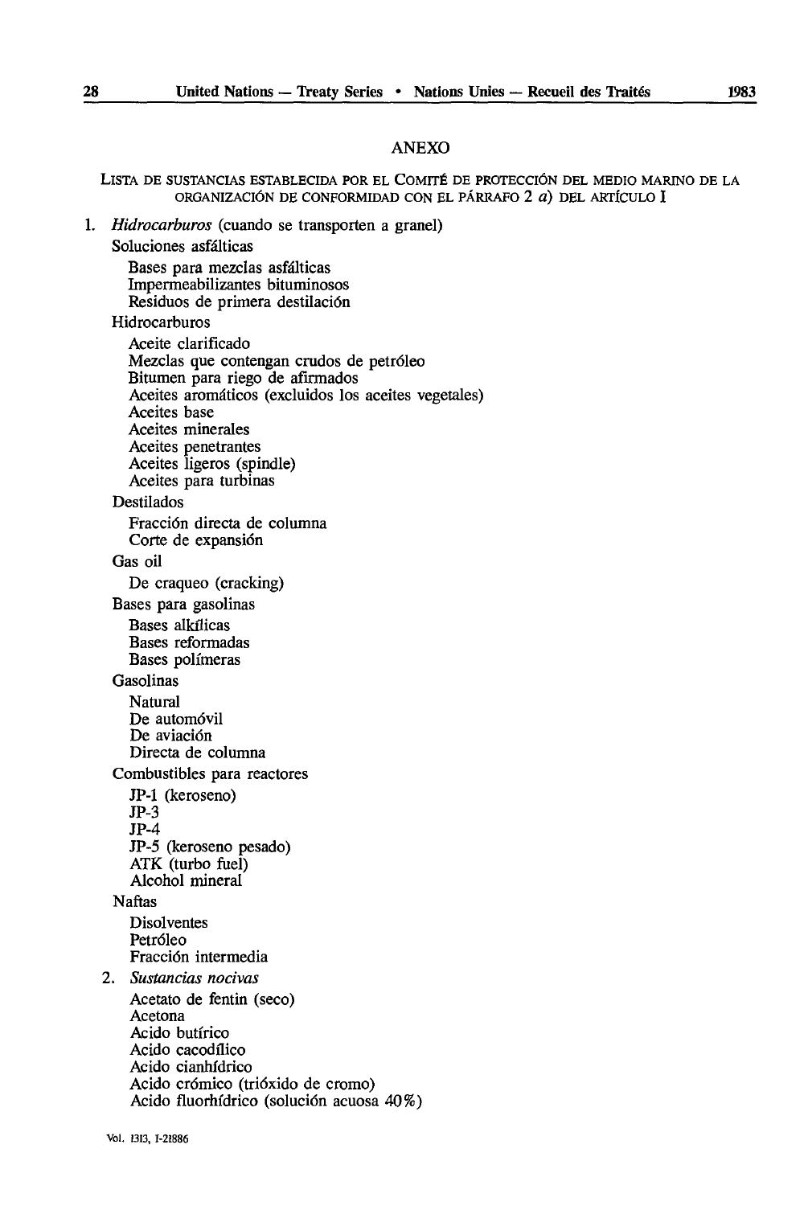## ANEXO

LISTA DE SUSTANCIAS ESTABLECIDA POR EL COMITÉ DE PROTECCIÓN DEL MEDIO MARINO DE LA ORGANIZACIÓN DE CONFORMIDAD CON EL PÁRRAFO 2 *a*) DEL ARTÍCULO I

1. *Hidrocarburos* (cuando se transporten a granel)

   Soluciones asfálticas

   - Bases para mezclas asfálticas
   - Impermeabilizantes bituminosos
   - Residuos de primera destilación

   Hidrocarburos

   - Aceite clarificado
   - Mezclas que contengan crudos de petróleo
   - Bitumen para riego de afirmados
   - Aceites aromáticos (excluidos los aceites vegetales)
   - Aceites base
   - Aceites minerales
   - Aceites penetrantes
   - Aceites ligeros (spindle)
   - Aceites para turbinas

   Destilados

   - Fracción directa de columna
   - Corte de expansión

   Gas oil

   - De craqueo (cracking)

   Bases para gasolinas

   - Bases alkílicas
   - Bases reformadas
   - Bases polímeras

   Gasolinas

   - Natural
   - De automóvil
   - De aviación
   - Directa de columna

   Combustibles para reactores

   - JP-1 (keroseno)
   - JP-3
   - JP-4
   - JP-5 (keroseno pesado)
   - ATK (turbo fuel)
   - Alcohol mineral

   Naftas

   - Disolventes
   - Petróleo
   - Fracción intermedia

2. *Sustancias nocivas*

   - Acetato de fentin (seco)
   - Acetona
   - Acido butírico
   - Acido cacodílico
   - Acido cianhídrico
   - Acido crómico (trióxido de cromo)
   - Acido fluorhídrico (solución acuosa 40%)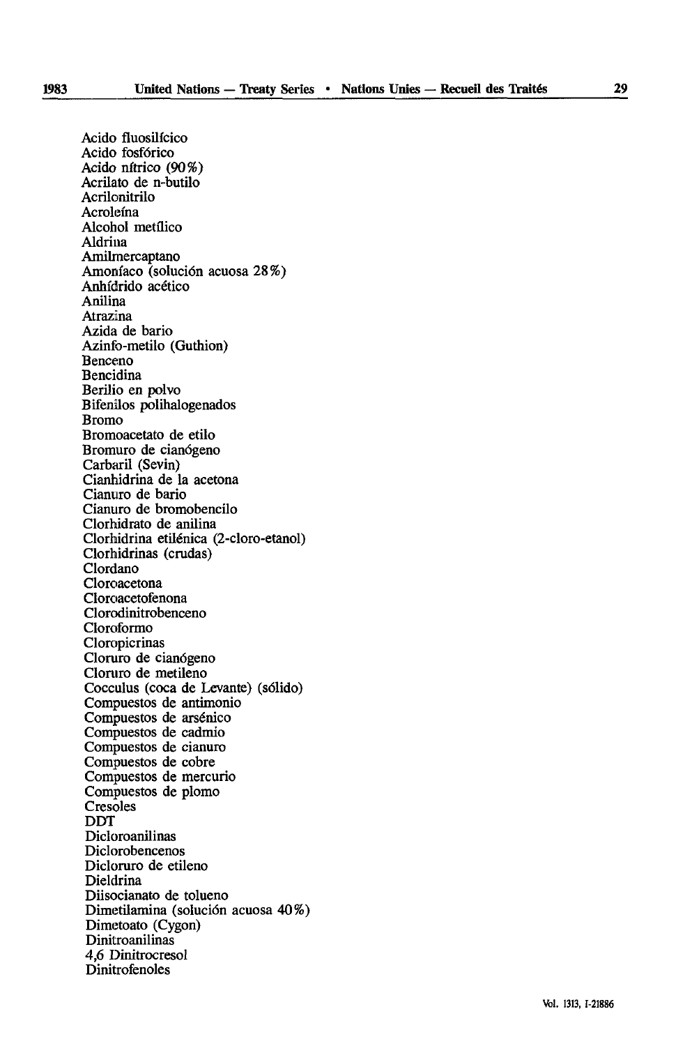Acido fluosilícico
Acido fosfórico
Acido nítrico (90%)
Acrilato de n-butilo
Acrilonitrilo
Acroleína
Alcohol metílico
Aldrina
Amilmercaptano
Amoníaco (solución acuosa 28%)
Anhídrido acético
Anilina
Atrazina
Azida de bario
Azinfo-metilo (Guthion)
Benceno
Bencidina
Berilio en polvo
Bifenilos polihalogenados
Bromo
Bromoacetato de etilo
Bromuro de cianógeno
Carbaril (Sevin)
Cianhidrina de la acetona
Cianuro de bario
Cianuro de bromobencilo
Clorhidrato de anilina
Clorhidrina etilénica (2-cloro-etanol)
Clorhidrinas (crudas)
Clordano
Cloroacetona
Cloroacetofenona
Clorodinitrobenceno
Cloroformo
Cloropicrinas
Cloruro de cianógeno
Cloruro de metileno
Cocculus (coca de Levante) (sólido)
Compuestos de antimonio
Compuestos de arsénico
Compuestos de cadmio
Compuestos de cianuro
Compuestos de cobre
Compuestos de mercurio
Compuestos de plomo
Cresoles
DDT
Dicloroanilinas
Diclorobencenos
Dicloruro de etileno
Dieldrina
Diisocianato de tolueno
Dimetilamina (solución acuosa 40%)
Dimetoato (Cygon)
Dinitroanilinas
4,6 Dinitrocresol
Dinitrofenoles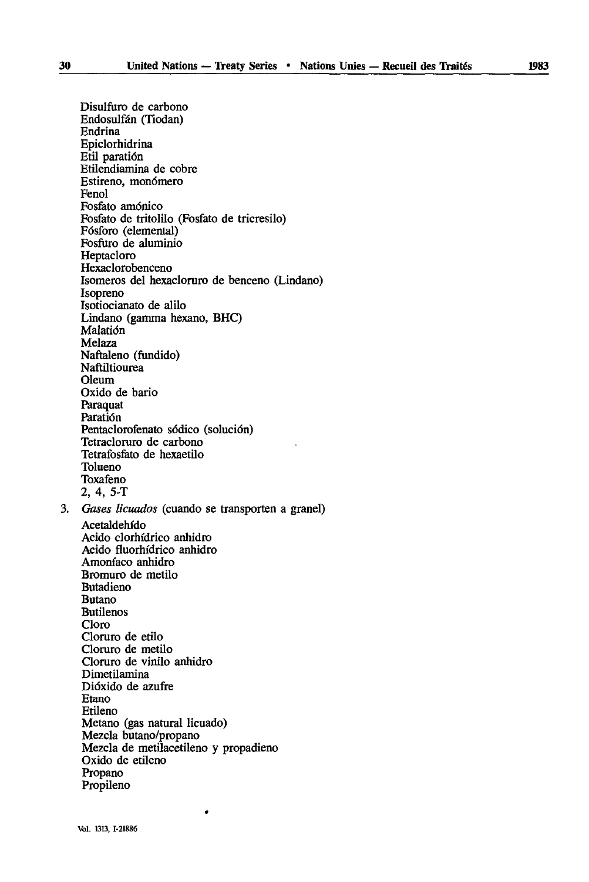Disulfuro de carbono
Endosulfán (Tiodan)
Endrina
Epiclorhidrina
Etil paratión
Etilendiamina de cobre
Estireno, monómero
Fenol
Fosfato amónico
Fosfato de tritolilo (Fosfato de tricresilo)
Fósforo (elemental)
Fosfuro de aluminio
Heptacloro
Hexaclorobenceno
Isomeros del hexacloruro de benceno (Lindano)
Isopreno
Isotiocianato de alilo
Lindano (gamma hexano, BHC)
Malatión
Melaza
Naftaleno (fundido)
Naftiltiourea
Oleum
Oxido de bario
Paraquat
Paratión
Pentaclorofenato sódico (solución)
Tetracloruro de carbono
Tetrafosfato de hexaetilo
Tolueno
Toxafeno
2, 4, 5-T

3. *Gases licuados* (cuando se transporten a granel)

Acetaldehído
Acido clorhídrico anhidro
Acido fluorhídrico anhidro
Amoníaco anhidro
Bromuro de metilo
Butadieno
Butano
Butilenos
Cloro
Cloruro de etilo
Cloruro de metilo
Cloruro de vinilo anhidro
Dimetilamina
Dióxido de azufre
Etano
Etileno
Metano (gas natural licuado)
Mezcla butano/propano
Mezcla de metilacetileno y propadieno
Oxido de etileno
Propano
Propileno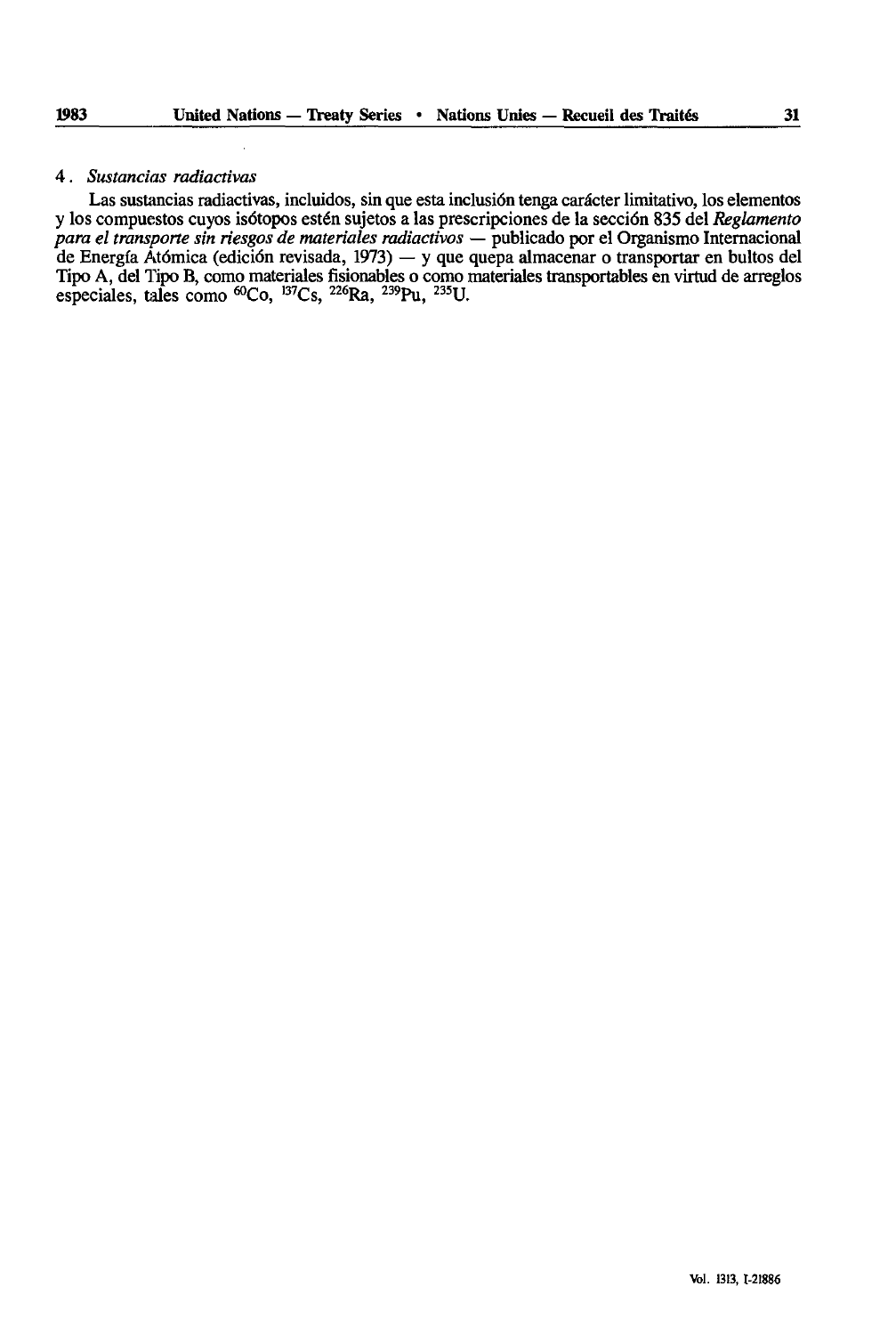4. *Sustancias radiactivas*

Las sustancias radiactivas, incluidos, sin que esta inclusión tenga carácter limitativo, los elementos y los compuestos cuyos isótopos estén sujetos a las prescripciones de la sección 835 del *Reglamento para el transporte sin riesgos de materiales radiactivos* — publicado por el Organismo Internacional de Energía Atómica (edición revisada, 1973) — y que quepa almacenar o transportar en bultos del Tipo A, del Tipo B, como materiales fisionables o como materiales transportables en virtud de arreglos especiales, tales como $^{60}Co$, $^{137}Cs$, $^{226}Ra$, $^{239}Pu$, $^{235}U$.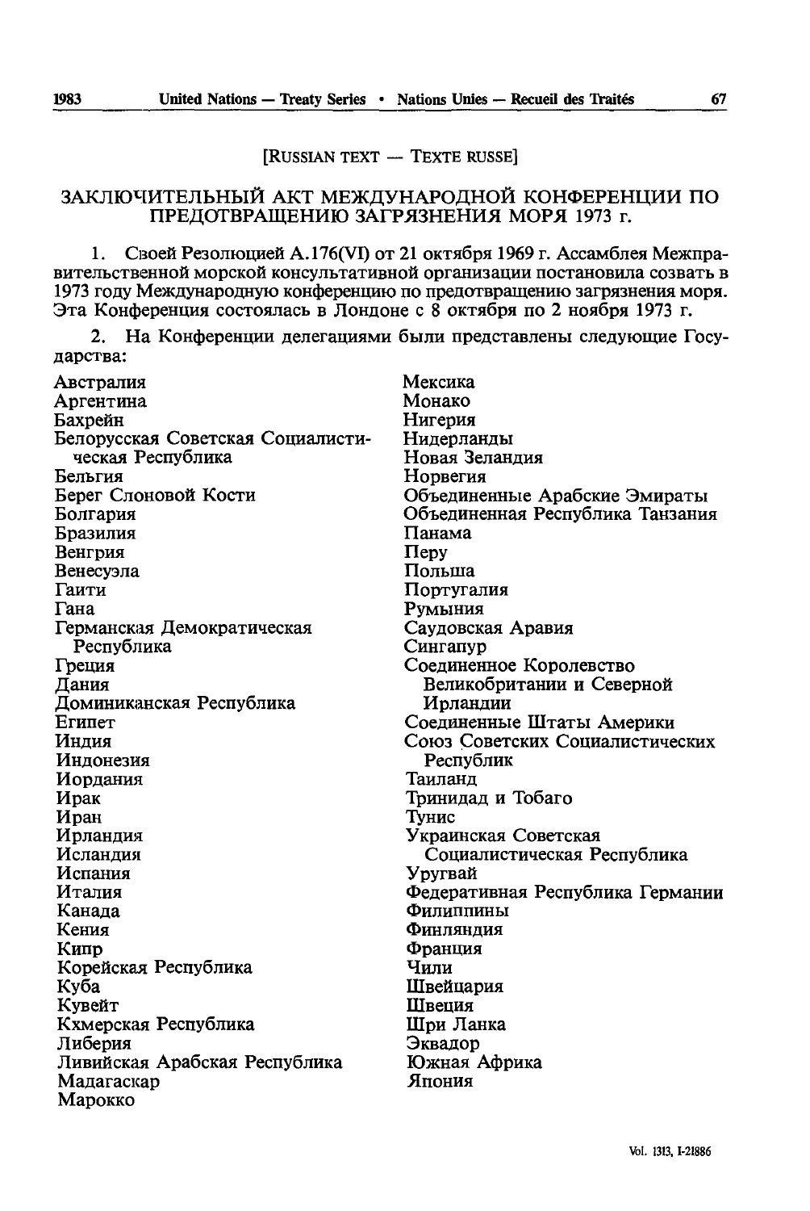[RUSSIAN TEXT — TEXTE RUSSE]

# ЗАКЛЮЧИТЕЛЬНЫЙ АКТ МЕЖДУНАРОДНОЙ КОНФЕРЕНЦИИ ПО ПРЕДОТВРАЩЕНИЮ ЗАГРЯЗНЕНИЯ МОРЯ 1973 г.

1. Своей Резолюцией A.176(VI) от 21 октября 1969 г. Ассамблея Межправительственной морской консультативной организации постановила созвать в 1973 году Международную конференцию по предотвращению загрязнения моря. Эта Конференция состоялась в Лондоне с 8 октября по 2 ноября 1973 г.

2. На Конференции делегациями были представлены следующие Государства:

Австралия
Аргентина
Бахрейн
Белорусская Советская Социалистическая Республика
Бельгия
Берег Слоновой Кости
Болгария
Бразилия
Венгрия
Венесуэла
Гаити
Гана
Германская Демократическая Республика
Греция
Дания
Доминиканская Республика
Египет
Индия
Индонезия
Иордания
Ирак
Иран
Ирландия
Исландия
Испания
Италия
Канада
Кения
Кипр
Корейская Республика
Куба
Кувейт
Кхмерская Республика
Либерия
Ливийская Арабская Республика
Мадагаскар
Марокко
Мексика
Монако
Нигерия
Нидерланды
Новая Зеландия
Норвегия
Объединенные Арабские Эмираты
Объединенная Республика Танзания
Панама
Перу
Польша
Португалия
Румыния
Саудовская Аравия
Сингапур
Соединенное Королевство Великобритании и Северной Ирландии
Соединенные Штаты Америки
Союз Советских Социалистических Республик
Таиланд
Тринидад и Тобаго
Тунис
Украинская Советская Социалистическая Республика
Уругвай
Федеративная Республика Германии
Филиппины
Финляндия
Франция
Чили
Швейцария
Швеция
Шри Ланка
Эквадор
Южная Африка
Япония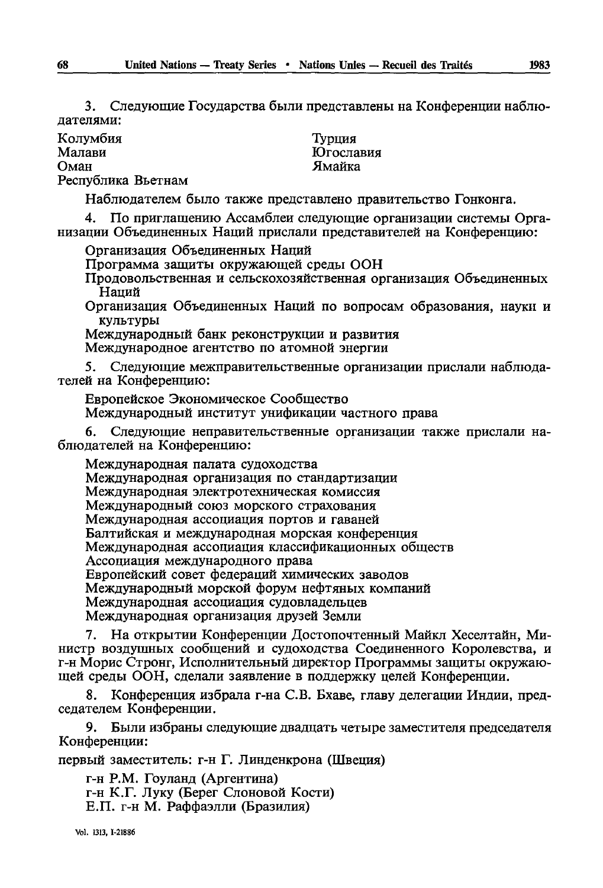3. Следующие Государства были представлены на Конференции наблюдателями:

Колумбия
Малави
Оман
Республика Вьетнам
Турция
Югославия
Ямайка

Наблюдателем было также представлено правительство Гонконга.

4. По приглашению Ассамблеи следующие организации системы Организации Объединенных Наций прислали представителей на Конференцию:

Организация Объединенных Наций
Программа защиты окружающей среды ООН
Продовольственная и сельскохозяйственная организация Объединенных Наций
Организация Объединенных Наций по вопросам образования, науки и культуры
Международный банк реконструкции и развития
Международное агентство по атомной энергии

5. Следующие межправительственные организации прислали наблюдателей на Конференцию:

Европейское Экономическое Сообщество
Международный институт унификации частного права

6. Следующие неправительственные организации также прислали наблюдателей на Конференцию:

Международная палата судоходства
Международная организация по стандартизации
Международная электротехническая комиссия
Международный союз морского страхования
Международная ассоциация портов и гаваней
Балтийская и международная морская конференция
Международная ассоциация классификационных обществ
Ассоциация международного права
Европейский совет федераций химических заводов
Международный морской форум нефтяных компаний
Международная ассоциация судовладельцев
Международная организация друзей Земли

7. На открытии Конференции Достопочтенный Майкл Хеселтайн, Министр воздушных сообщений и судоходства Соединенного Королевства, и г-н Морис Стронг, Исполнительный директор Программы защиты окружающей среды ООН, сделали заявление в поддержку целей Конференции.

8. Конференция избрала г-на С.В. Бхаве, главу делегации Индии, председателем Конференции.

9. Были избраны следующие двадцать четыре заместителя председателя Конференции:

первый заместитель: г-н Г. Линденкрона (Швеция)

г-н Р.М. Гоуланд (Аргентина)
г-н К.Г. Луку (Берег Слоновой Кости)
Е.П. г-н М. Раффаэлли (Бразилия)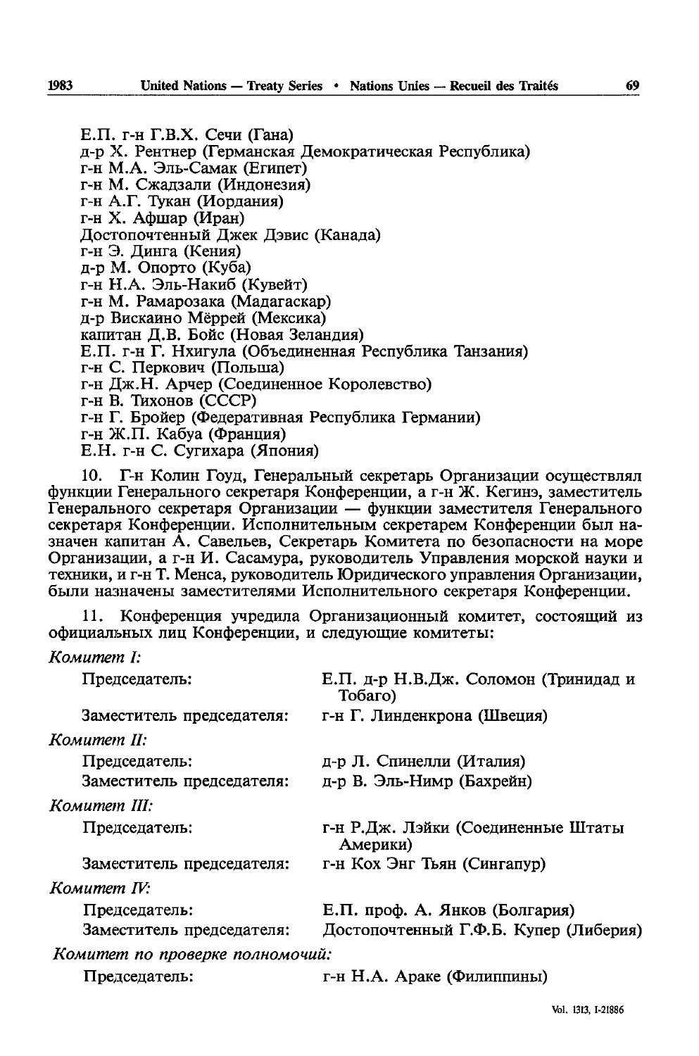Е.П. г-н Г.В.Х. Сечи (Гана)
д-р Х. Рентнер (Германская Демократическая Республика)
г-н М.А. Эль-Самак (Египет)
г-н М. Сжадзали (Индонезия)
г-н А.Г. Тукан (Иордания)
г-н Х. Афшар (Иран)
Достопочтенный Джек Дэвис (Канада)
г-н Э. Динга (Кения)
д-р М. Опорто (Куба)
г-н Н.А. Эль-Накиб (Кувейт)
г-н М. Рамарозака (Мадагаскар)
д-р Вискаино Мёррей (Мексика)
капитан Д.В. Бойс (Новая Зеландия)
Е.П. г-н Г. Нхигула (Объединенная Республика Танзания)
г-н С. Перкович (Польша)
г-н Дж.Н. Арчер (Соединенное Королевство)
г-н В. Тихонов (СССР)
г-н Г. Бройер (Федеративная Республика Германии)
г-н Ж.П. Кабуа (Франция)
Е.Н. г-н С. Сугихара (Япония)

10. Г-н Колин Гоуд, Генеральный секретарь Организации осуществлял функции Генерального секретаря Конференции, а г-н Ж. Кегинэ, заместитель Генерального секретаря Организации — функции заместителя Генерального секретаря Конференции. Исполнительным секретарем Конференции был назначен капитан А. Савельев, Секретарь Комитета по безопасности на море Организации, а г-н И. Сасамура, руководитель Управления морской науки и техники, и г-н Т. Менса, руководитель Юридического управления Организации, были назначены заместителями Исполнительного секретаря Конференции.

11. Конференция учредила Организационный комитет, состоящий из официальных лиц Конференции, и следующие комитеты:

*Комитет I:*

Председатель: Е.П. д-р Н.В.Дж. Соломон (Тринидад и Тобаго)
Заместитель председателя: г-н Г. Линденкрона (Швеция)

*Комитет II:*

Председатель: д-р Л. Спинелли (Италия)
Заместитель председателя: д-р В. Эль-Нимр (Бахрейн)

*Комитет III:*

Председатель: г-н Р.Дж. Лэйки (Соединенные Штаты Америки)
Заместитель председателя: г-н Кох Энг Тьян (Сингапур)

*Комитет IV:*

Председатель: Е.П. проф. А. Янков (Болгария)
Заместитель председателя: Достопочтенный Г.Ф.Б. Купер (Либерия)

*Комитет по проверке полномочий:*

Председатель: г-н Н.А. Араке (Филиппины)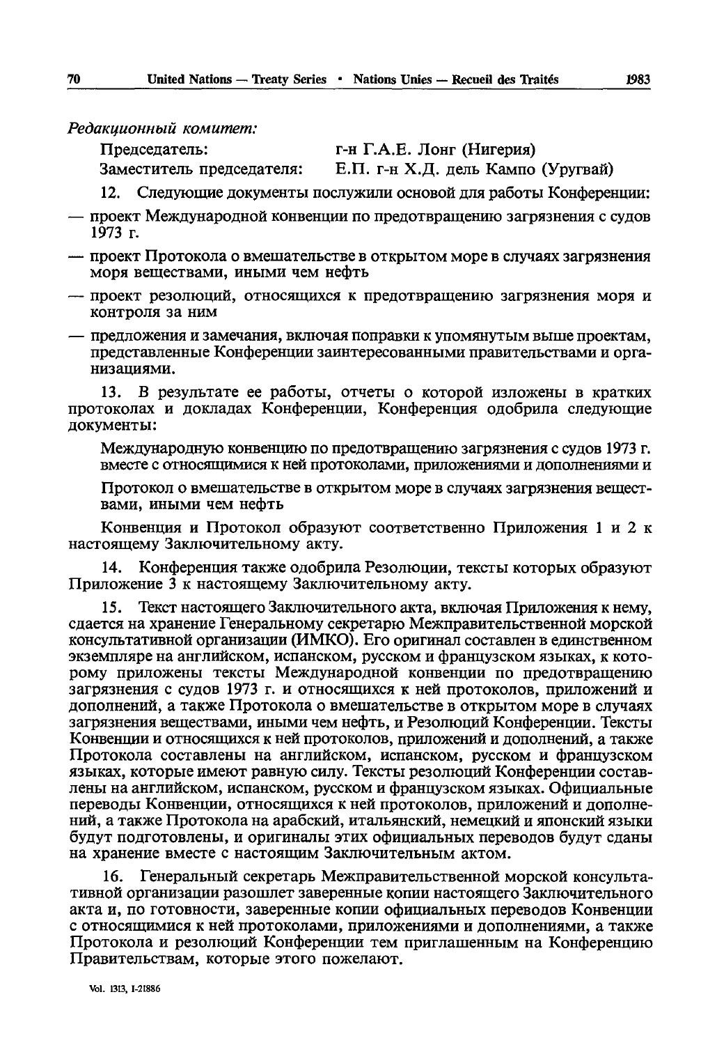*Редакционный комитет:*

Председатель: г-н Г.А.Е. Лонг (Нигерия)

Заместитель председателя: Е.П. г-н Х.Д. дель Кампо (Уругвай)

12. Следующие документы послужили основой для работы Конференции:

— проект Международной конвенции по предотвращению загрязнения с судов 1973 г.

— проект Протокола о вмешательстве в открытом море в случаях загрязнения моря веществами, иными чем нефть

— проект резолюций, относящихся к предотвращению загрязнения моря и контроля за ним

— предложения и замечания, включая поправки к упомянутым выше проектам, представленные Конференции заинтересованными правительствами и организациями.

13. В результате ее работы, отчеты о которой изложены в кратких протоколах и докладах Конференции, Конференция одобрила следующие документы:

Международную конвенцию по предотвращению загрязнения с судов 1973 г. вместе с относящимися к ней протоколами, приложениями и дополнениями и

Протокол о вмешательстве в открытом море в случаях загрязнения веществами, иными чем нефть

Конвенция и Протокол образуют соответственно Приложения 1 и 2 к настоящему Заключительному акту.

14. Конференция также одобрила Резолюции, тексты которых образуют Приложение 3 к настоящему Заключительному акту.

15. Текст настоящего Заключительного акта, включая Приложения к нему, сдается на хранение Генеральному секретарю Межправительственной морской консультативной организации (ИМКО). Его оригинал составлен в единственном экземпляре на английском, испанском, русском и французском языках, к которому приложены тексты Международной конвенции по предотвращению загрязнения с судов 1973 г. и относящихся к ней протоколов, приложений и дополнений, а также Протокола о вмешательстве в открытом море в случаях загрязнения веществами, иными чем нефть, и Резолюций Конференции. Тексты Конвенции и относящихся к ней протоколов, приложений и дополнений, а также Протокола составлены на английском, испанском, русском и французском языках, которые имеют равную силу. Тексты резолюций Конференции составлены на английском, испанском, русском и французском языках. Официальные переводы Конвенции, относящихся к ней протоколов, приложений и дополнений, а также Протокола на арабский, итальянский, немецкий и японский языки будут подготовлены, и оригиналы этих официальных переводов будут сданы на хранение вместе с настоящим Заключительным актом.

16. Генеральный секретарь Межправительственной морской консультативной организации разошлет заверенные копии настоящего Заключительного акта и, по готовности, заверенные копии официальных переводов Конвенции с относящимися к ней протоколами, приложениями и дополнениями, а также Протокола и резолюций Конференции тем приглашенным на Конференцию Правительствам, которые этого пожелают.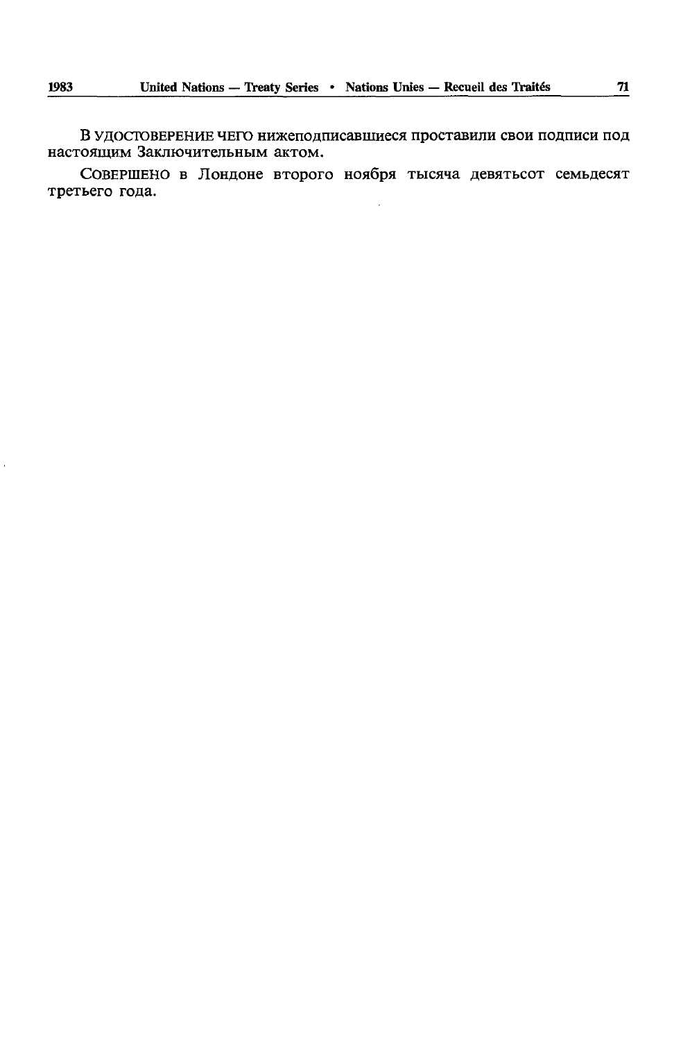В УДОСТОВЕРЕНИЕ ЧЕГО нижеподписавшиеся проставили свои подписи под настоящим Заключительным актом.

СОВЕРШЕНО в Лондоне второго ноября тысяча девятьсот семьдесят третьего года.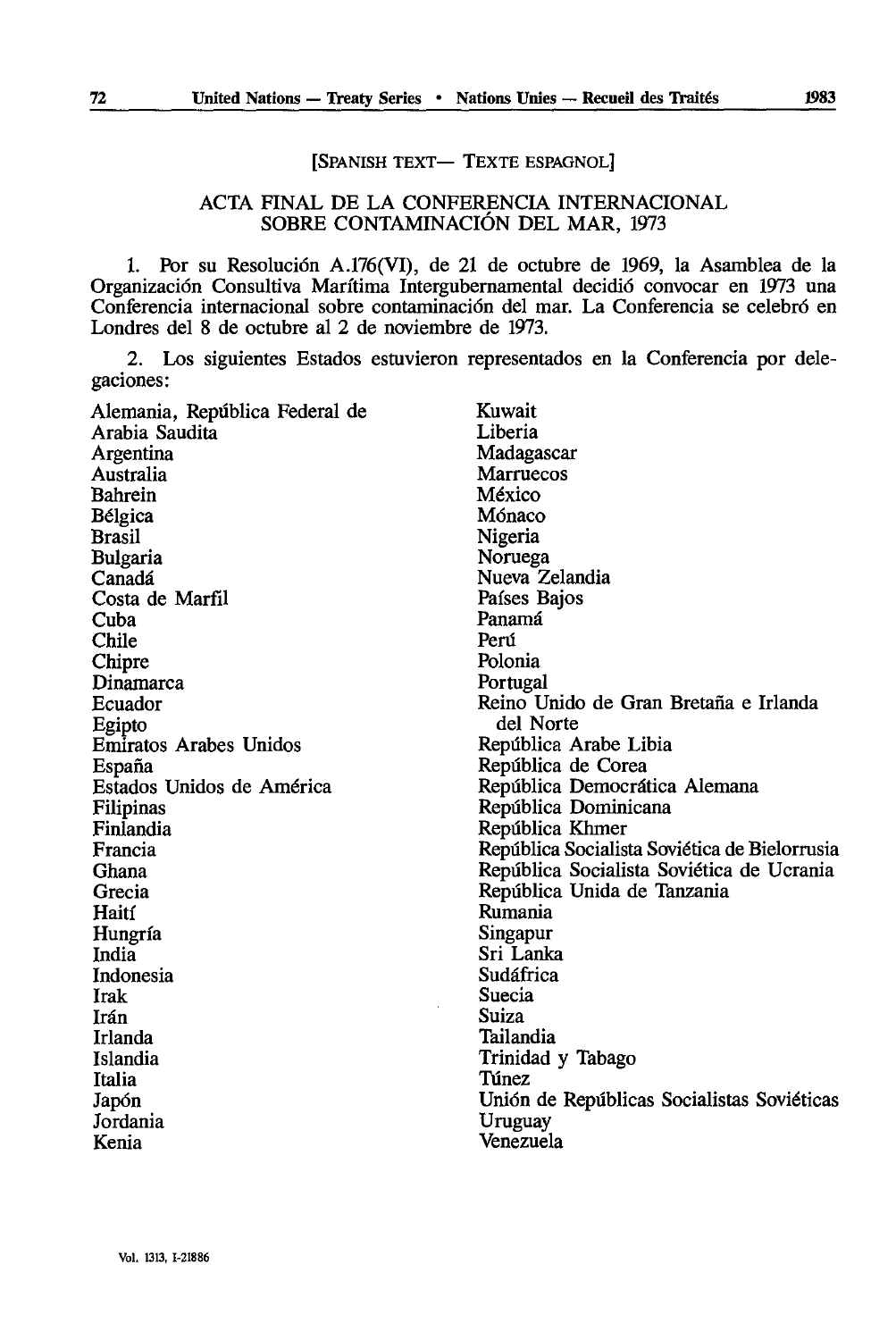[SPANISH TEXT— TEXTE ESPAGNOL]

# ACTA FINAL DE LA CONFERENCIA INTERNACIONAL SOBRE CONTAMINACIÓN DEL MAR, 1973

1. Por su Resolución A.176(VI), de 21 de octubre de 1969, la Asamblea de la Organización Consultiva Marítima Intergubernamental decidió convocar en 1973 una Conferencia internacional sobre contaminación del mar. La Conferencia se celebró en Londres del 8 de octubre al 2 de noviembre de 1973.

2. Los siguientes Estados estuvieron representados en la Conferencia por delegaciones:

Alemania, República Federal de
Arabia Saudita
Argentina
Australia
Bahrein
Bélgica
Brasil
Bulgaria
Canadá
Costa de Marfil
Cuba
Chile
Chipre
Dinamarca
Ecuador
Egipto
Emiratos Arabes Unidos
España
Estados Unidos de América
Filipinas
Finlandia
Francia
Ghana
Grecia
Haití
Hungría
India
Indonesia
Irak
Irán
Irlanda
Islandia
Italia
Japón
Jordania
Kenia
Kuwait
Liberia
Madagascar
Marruecos
México
Mónaco
Nigeria
Noruega
Nueva Zelandia
Países Bajos
Panamá
Perú
Polonia
Portugal
Reino Unido de Gran Bretaña e Irlanda del Norte
República Arabe Libia
República de Corea
República Democrática Alemana
República Dominicana
República Khmer
República Socialista Soviética de Bielorrusia
República Socialista Soviética de Ucrania
República Unida de Tanzania
Rumania
Singapur
Sri Lanka
Sudáfrica
Suecia
Suiza
Tailandia
Trinidad y Tabago
Túnez
Unión de Repúblicas Socialistas Soviéticas
Uruguay
Venezuela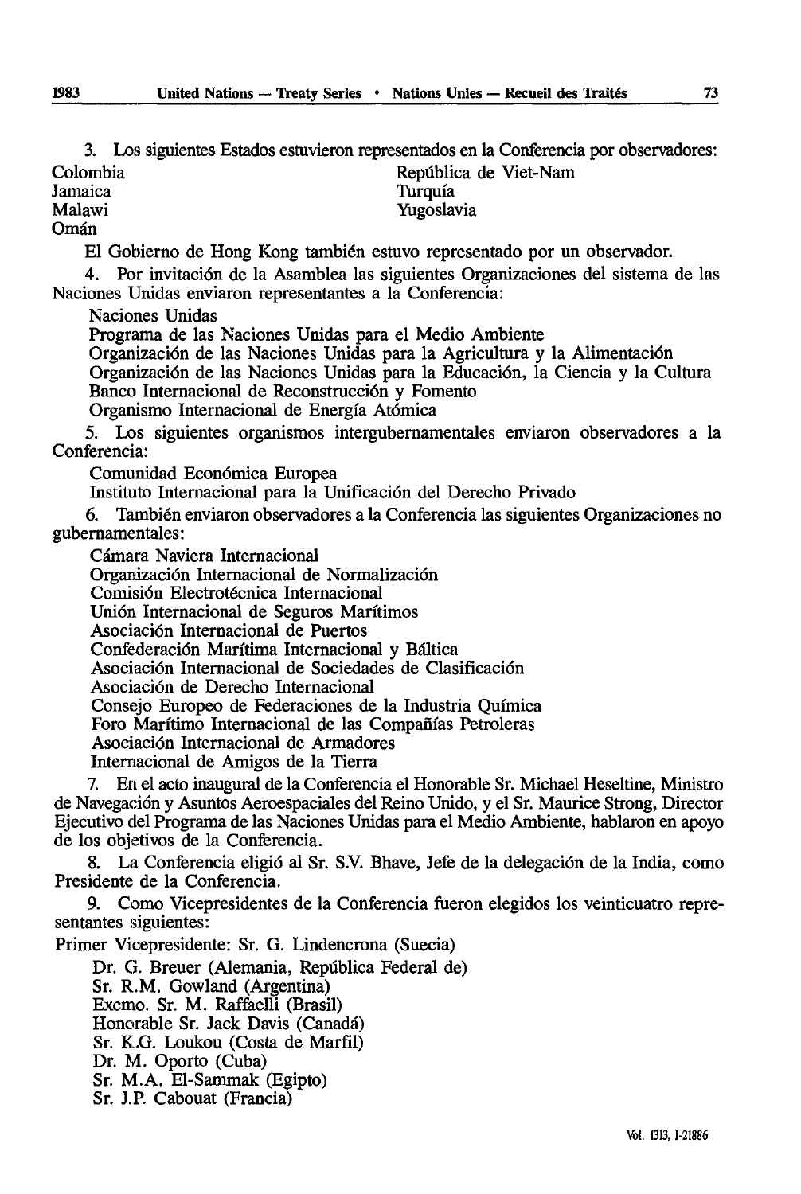3. Los siguientes Estados estuvieron representados en la Conferencia por observadores:

Colombia
Jamaica
Malawi
Omán
República de Viet-Nam
Turquía
Yugoslavia

El Gobierno de Hong Kong también estuvo representado por un observador.

4. Por invitación de la Asamblea las siguientes Organizaciones del sistema de las Naciones Unidas enviaron representantes a la Conferencia:

Naciones Unidas
Programa de las Naciones Unidas para el Medio Ambiente
Organización de las Naciones Unidas para la Agricultura y la Alimentación
Organización de las Naciones Unidas para la Educación, la Ciencia y la Cultura
Banco Internacional de Reconstrucción y Fomento
Organismo Internacional de Energía Atómica

5. Los siguientes organismos intergubernamentales enviaron observadores a la Conferencia:

Comunidad Económica Europea
Instituto Internacional para la Unificación del Derecho Privado

6. También enviaron observadores a la Conferencia las siguientes Organizaciones no gubernamentales:

Cámara Naviera Internacional
Organización Internacional de Normalización
Comisión Electrotécnica Internacional
Unión Internacional de Seguros Marítimos
Asociación Internacional de Puertos
Confederación Marítima Internacional y Báltica
Asociación Internacional de Sociedades de Clasificación
Asociación de Derecho Internacional
Consejo Europeo de Federaciones de la Industria Química
Foro Marítimo Internacional de las Compañías Petroleras
Asociación Internacional de Armadores
Internacional de Amigos de la Tierra

7. En el acto inaugural de la Conferencia el Honorable Sr. Michael Heseltine, Ministro de Navegación y Asuntos Aeroespaciales del Reino Unido, y el Sr. Maurice Strong, Director Ejecutivo del Programa de las Naciones Unidas para el Medio Ambiente, hablaron en apoyo de los objetivos de la Conferencia.

8. La Conferencia eligió al Sr. S.V. Bhave, Jefe de la delegación de la India, como Presidente de la Conferencia.

9. Como Vicepresidentes de la Conferencia fueron elegidos los veinticuatro representantes siguientes:

Primer Vicepresidente: Sr. G. Lindencrona (Suecia)

Dr. G. Breuer (Alemania, República Federal de)
Sr. R.M. Gowland (Argentina)
Excmo. Sr. M. Raffaelli (Brasil)
Honorable Sr. Jack Davis (Canadá)
Sr. K.G. Loukou (Costa de Marfil)
Dr. M. Oporto (Cuba)
Sr. M.A. El-Sammak (Egipto)
Sr. J.P. Cabouat (Francia)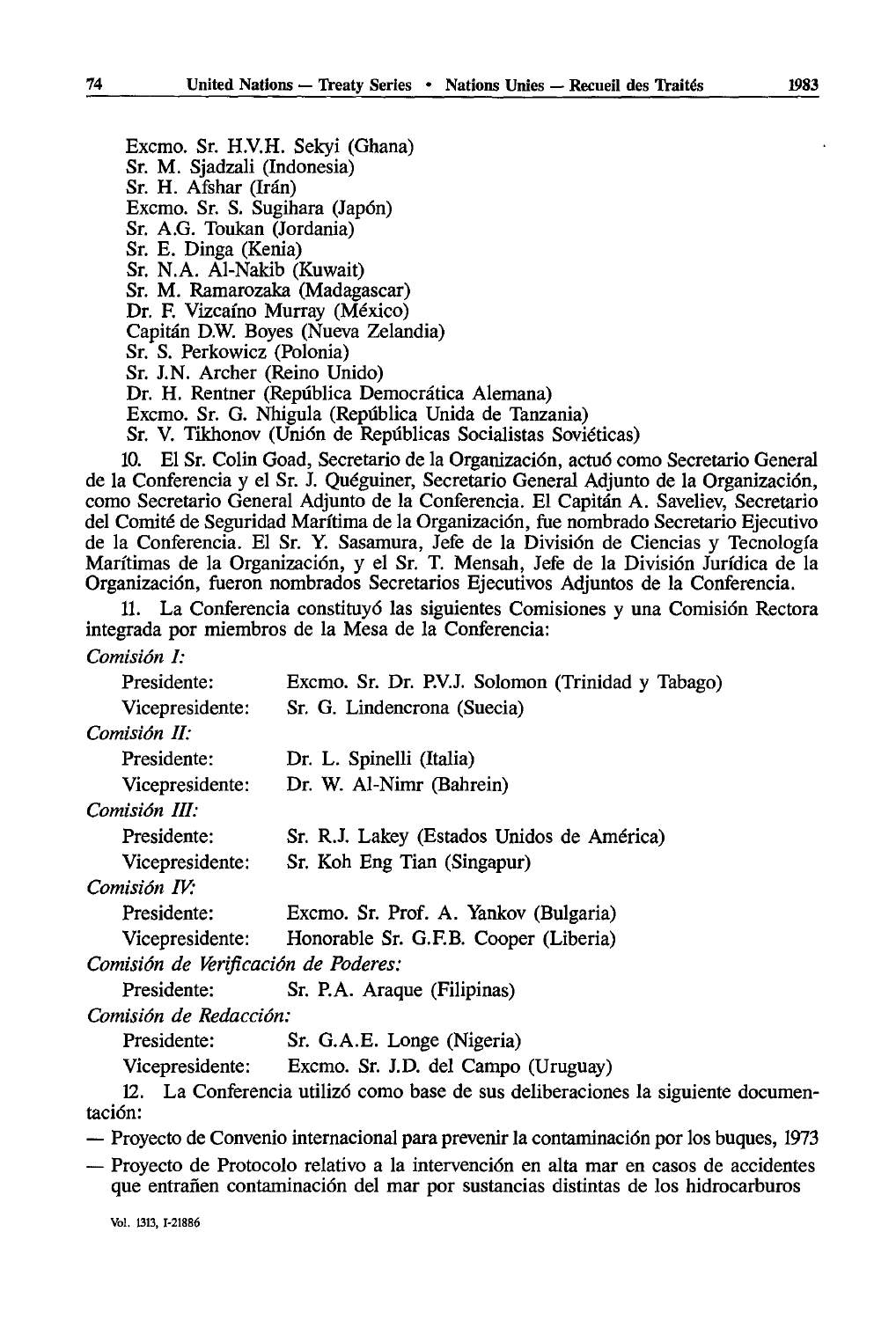Excmo. Sr. H.V.H. Sekyi (Ghana)
Sr. M. Sjadzali (Indonesia)
Sr. H. Afshar (Irán)
Excmo. Sr. S. Sugihara (Japón)
Sr. A.G. Toukan (Jordania)
Sr. E. Dinga (Kenia)
Sr. N.A. Al-Nakib (Kuwait)
Sr. M. Ramarozaka (Madagascar)
Dr. F. Vizcaíno Murray (México)
Capitán D.W. Boyes (Nueva Zelandia)
Sr. S. Perkowicz (Polonia)
Sr. J.N. Archer (Reino Unido)
Dr. H. Rentner (República Democrática Alemana)
Excmo. Sr. G. Nhigula (República Unida de Tanzania)
Sr. V. Tikhonov (Unión de Repúblicas Socialistas Soviéticas)

10. El Sr. Colin Goad, Secretario de la Organización, actuó como Secretario General de la Conferencia y el Sr. J. Quéguiner, Secretario General Adjunto de la Organización, como Secretario General Adjunto de la Conferencia. El Capitán A. Saveliev, Secretario del Comité de Seguridad Marítima de la Organización, fue nombrado Secretario Ejecutivo de la Conferencia. El Sr. Y. Sasamura, Jefe de la División de Ciencias y Tecnología Marítimas de la Organización, y el Sr. T. Mensah, Jefe de la División Jurídica de la Organización, fueron nombrados Secretarios Ejecutivos Adjuntos de la Conferencia.

11. La Conferencia constituyó las siguientes Comisiones y una Comisión Rectora integrada por miembros de la Mesa de la Conferencia:

*Comisión I:*

| | |
|---|---|
| Presidente: | Excmo. Sr. Dr. P.V.J. Solomon (Trinidad y Tabago) |
| Vicepresidente: | Sr. G. Lindencrona (Suecia) |

*Comisión II:*

| | |
|---|---|
| Presidente: | Dr. L. Spinelli (Italia) |
| Vicepresidente: | Dr. W. Al-Nimr (Bahrein) |

*Comisión III:*

| | |
|---|---|
| Presidente: | Sr. R.J. Lakey (Estados Unidos de América) |
| Vicepresidente: | Sr. Koh Eng Tian (Singapur) |

*Comisión IV:*

| | |
|---|---|
| Presidente: | Excmo. Sr. Prof. A. Yankov (Bulgaria) |
| Vicepresidente: | Honorable Sr. G.F.B. Cooper (Liberia) |

*Comisión de Verificación de Poderes:*

| | |
|---|---|
| Presidente: | Sr. P.A. Araque (Filipinas) |

*Comisión de Redacción:*

| | |
|---|---|
| Presidente: | Sr. G.A.E. Longe (Nigeria) |
| Vicepresidente: | Excmo. Sr. J.D. del Campo (Uruguay) |

12. La Conferencia utilizó como base de sus deliberaciones la siguiente documentación:

— Proyecto de Convenio internacional para prevenir la contaminación por los buques, 1973

— Proyecto de Protocolo relativo a la intervención en alta mar en casos de accidentes que entrañen contaminación del mar por sustancias distintas de los hidrocarburos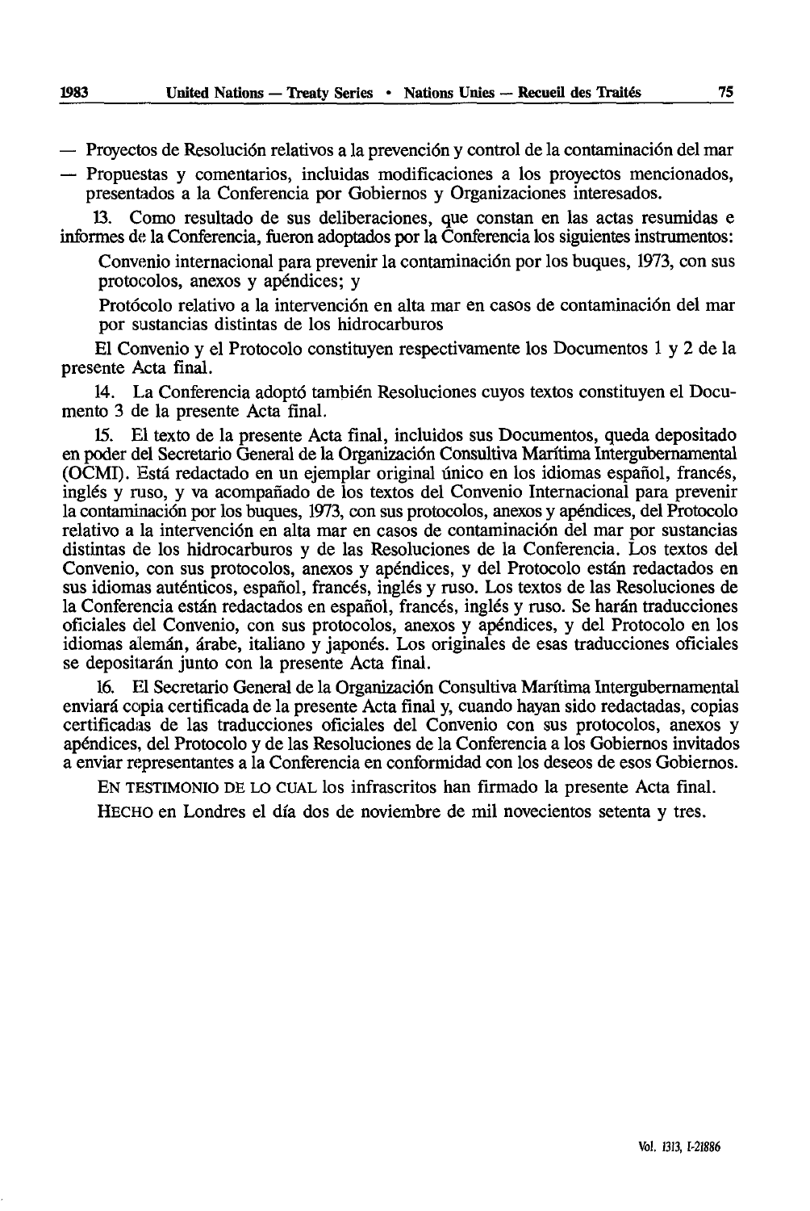— Proyectos de Resolución relativos a la prevención y control de la contaminación del mar

— Propuestas y comentarios, incluidas modificaciones a los proyectos mencionados, presentados a la Conferencia por Gobiernos y Organizaciones interesados.

13. Como resultado de sus deliberaciones, que constan en las actas resumidas e informes de la Conferencia, fueron adoptados por la Conferencia los siguientes instrumentos:

Convenio internacional para prevenir la contaminación por los buques, 1973, con sus protocolos, anexos y apéndices; y

Protócolo relativo a la intervención en alta mar en casos de contaminación del mar por sustancias distintas de los hidrocarburos

El Convenio y el Protocolo constituyen respectivamente los Documentos 1 y 2 de la presente Acta final.

14. La Conferencia adoptó también Resoluciones cuyos textos constituyen el Documento 3 de la presente Acta final.

15. El texto de la presente Acta final, incluidos sus Documentos, queda depositado en poder del Secretario General de la Organización Consultiva Marítima Intergubernamental (OCMI). Está redactado en un ejemplar original único en los idiomas español, francés, inglés y ruso, y va acompañado de los textos del Convenio Internacional para prevenir la contaminación por los buques, 1973, con sus protocolos, anexos y apéndices, del Protocolo relativo a la intervención en alta mar en casos de contaminación del mar por sustancias distintas de los hidrocarburos y de las Resoluciones de la Conferencia. Los textos del Convenio, con sus protocolos, anexos y apéndices, y del Protocolo están redactados en sus idiomas auténticos, español, francés, inglés y ruso. Los textos de las Resoluciones de la Conferencia están redactados en español, francés, inglés y ruso. Se harán traducciones oficiales del Convenio, con sus protocolos, anexos y apéndices, y del Protocolo en los idiomas alemán, árabe, italiano y japonés. Los originales de esas traducciones oficiales se depositarán junto con la presente Acta final.

16. El Secretario General de la Organización Consultiva Marítima Intergubernamental enviará copia certificada de la presente Acta final y, cuando hayan sido redactadas, copias certificadas de las traducciones oficiales del Convenio con sus protocolos, anexos y apéndices, del Protocolo y de las Resoluciones de la Conferencia a los Gobiernos invitados a enviar representantes a la Conferencia en conformidad con los deseos de esos Gobiernos.

EN TESTIMONIO DE LO CUAL los infrascritos han firmado la presente Acta final.

HECHO en Londres el día dos de noviembre de mil novecientos setenta y tres.